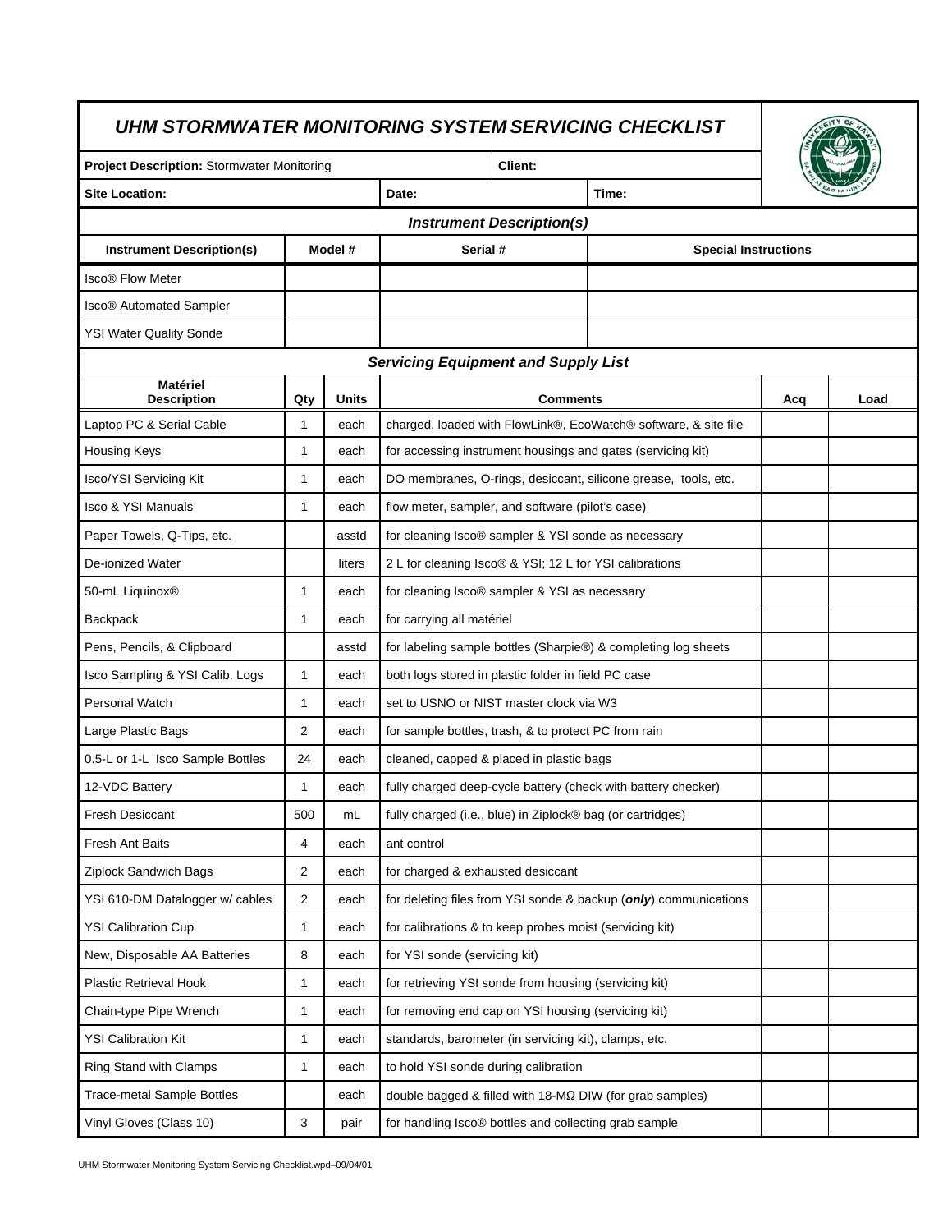# *UHM STORMWATER MONITORING SYSTEM SERVICING CHECKLIST*

| **Project Description:** Stormwater Monitoring | | **Client:** | |
|---|---|---|---|
| **Site Location:** | **Date:** | | **Time:** |

## *Instrument Description(s)*

| Instrument Description(s) | Model # | Serial # | Special Instructions |
|---|---|---|---|
| Isco® Flow Meter | | | |
| Isco® Automated Sampler | | | |
| YSI Water Quality Sonde | | | |

## *Servicing Equipment and Supply List*

| Matériel Description | Qty | Units | Comments | Acq | Load |
|---|---|---|---|---|---|
| Laptop PC & Serial Cable | 1 | each | charged, loaded with FlowLink®, EcoWatch® software, & site file | | |
| Housing Keys | 1 | each | for accessing instrument housings and gates (servicing kit) | | |
| Isco/YSI Servicing Kit | 1 | each | DO membranes, O-rings, desiccant, silicone grease, tools, etc. | | |
| Isco & YSI Manuals | 1 | each | flow meter, sampler, and software (pilot's case) | | |
| Paper Towels, Q-Tips, etc. | | asstd | for cleaning Isco® sampler & YSI sonde as necessary | | |
| De-ionized Water | | liters | 2 L for cleaning Isco® & YSI; 12 L for YSI calibrations | | |
| 50-mL Liquinox® | 1 | each | for cleaning Isco® sampler & YSI as necessary | | |
| Backpack | 1 | each | for carrying all matériel | | |
| Pens, Pencils, & Clipboard | | asstd | for labeling sample bottles (Sharpie®) & completing log sheets | | |
| Isco Sampling & YSI Calib. Logs | 1 | each | both logs stored in plastic folder in field PC case | | |
| Personal Watch | 1 | each | set to USNO or NIST master clock via W3 | | |
| Large Plastic Bags | 2 | each | for sample bottles, trash, & to protect PC from rain | | |
| 0.5-L or 1-L Isco Sample Bottles | 24 | each | cleaned, capped & placed in plastic bags | | |
| 12-VDC Battery | 1 | each | fully charged deep-cycle battery (check with battery checker) | | |
| Fresh Desiccant | 500 | mL | fully charged (i.e., blue) in Ziplock® bag (or cartridges) | | |
| Fresh Ant Baits | 4 | each | ant control | | |
| Ziplock Sandwich Bags | 2 | each | for charged & exhausted desiccant | | |
| YSI 610-DM Datalogger w/ cables | 2 | each | for deleting files from YSI sonde & backup (***only***) communications | | |
| YSI Calibration Cup | 1 | each | for calibrations & to keep probes moist (servicing kit) | | |
| New, Disposable AA Batteries | 8 | each | for YSI sonde (servicing kit) | | |
| Plastic Retrieval Hook | 1 | each | for retrieving YSI sonde from housing (servicing kit) | | |
| Chain-type Pipe Wrench | 1 | each | for removing end cap on YSI housing (servicing kit) | | |
| YSI Calibration Kit | 1 | each | standards, barometer (in servicing kit), clamps, etc. | | |
| Ring Stand with Clamps | 1 | each | to hold YSI sonde during calibration | | |
| Trace-metal Sample Bottles | | each | double bagged & filled with 18-MΩ DIW (for grab samples) | | |
| Vinyl Gloves (Class 10) | 3 | pair | for handling Isco® bottles and collecting grab sample | | |

UHM Stormwater Monitoring System Servicing Checklist.wpd–09/04/01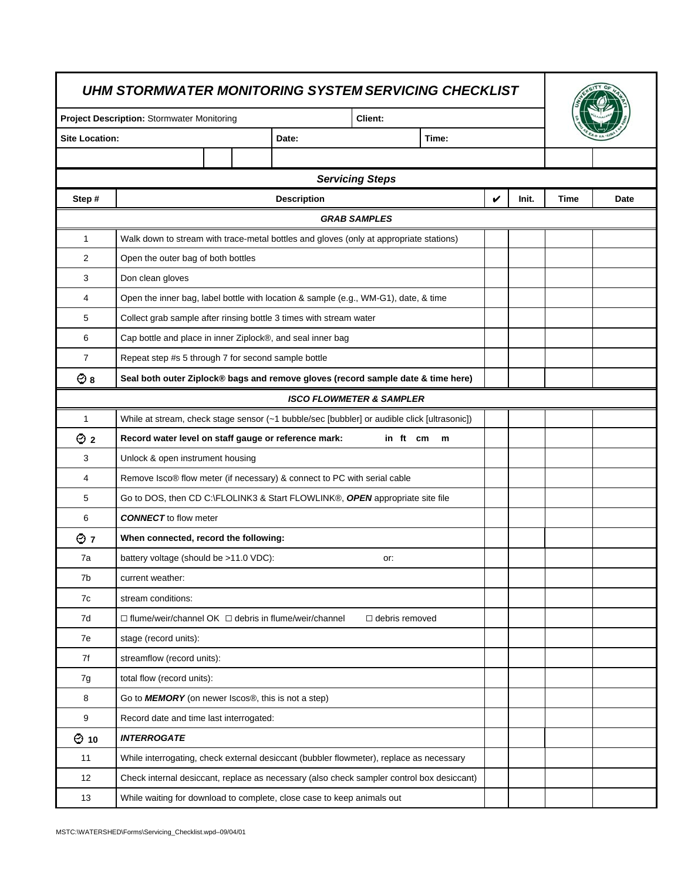# UHM STORMWATER MONITORING SYSTEM SERVICING CHECKLIST

| **Project Description:** Stormwater Monitoring | | | | **Client:** | |
|---|---|---|---|---|---|
| **Site Location:** | | | **Date:** | | **Time:** |
| | | | | | |

## Servicing Steps

| Step # | Description | ✔ | Init. | Time | Date |
|---|---|---|---|---|---|
| | ***GRAB SAMPLES*** | | | | |
| 1 | Walk down to stream with trace-metal bottles and gloves (only at appropriate stations) | | | | |
| 2 | Open the outer bag of both bottles | | | | |
| 3 | Don clean gloves | | | | |
| 4 | Open the inner bag, label bottle with location & sample (e.g., WM-G1), date, & time | | | | |
| 5 | Collect grab sample after rinsing bottle 3 times with stream water | | | | |
| 6 | Cap bottle and place in inner Ziplock®, and seal inner bag | | | | |
| 7 | Repeat step #s 5 through 7 for second sample bottle | | | | |
| ⏱ **8** | **Seal both outer Ziplock® bags and remove gloves (record sample date & time here)** | | | | |
| | ***ISCO FLOWMETER & SAMPLER*** | | | | |
| 1 | While at stream, check stage sensor (~1 bubble/sec [bubbler] or audible click [ultrasonic]) | | | | |
| ⏱ **2** | **Record water level on staff gauge or reference mark: in ft cm m** | | | | |
| 3 | Unlock & open instrument housing | | | | |
| 4 | Remove Isco® flow meter (if necessary) & connect to PC with serial cable | | | | |
| 5 | Go to DOS, then CD C:\FLOLINK3 & Start FLOWLINK®, ***OPEN*** appropriate site file | | | | |
| 6 | ***CONNECT*** to flow meter | | | | |
| ⏱ **7** | **When connected, record the following:** | | | | |
| 7a | battery voltage (should be >11.0 VDC): or: | | | | |
| 7b | current weather: | | | | |
| 7c | stream conditions: | | | | |
| 7d | ☐ flume/weir/channel OK ☐ debris in flume/weir/channel ☐ debris removed | | | | |
| 7e | stage (record units): | | | | |
| 7f | streamflow (record units): | | | | |
| 7g | total flow (record units): | | | | |
| 8 | Go to ***MEMORY*** (on newer Iscos®, this is not a step) | | | | |
| 9 | Record date and time last interrogated: | | | | |
| ⏱ **10** | ***INTERROGATE*** | | | | |
| 11 | While interrogating, check external desiccant (bubbler flowmeter), replace as necessary | | | | |
| 12 | Check internal desiccant, replace as necessary (also check sampler control box desiccant) | | | | |
| 13 | While waiting for download to complete, close case to keep animals out | | | | |

MSTC:\WATERSHED\Forms\Servicing_Checklist.wpd–09/04/01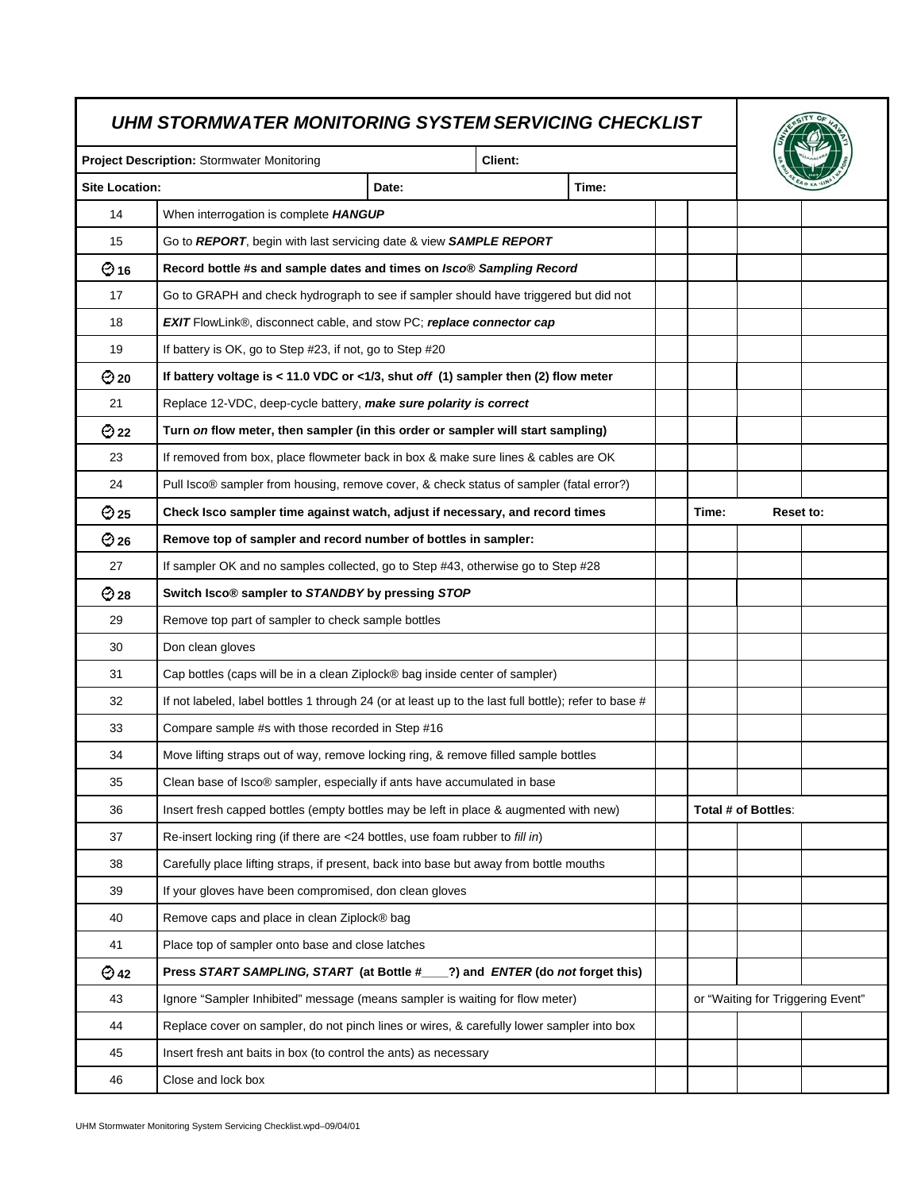# UHM STORMWATER MONITORING SYSTEM SERVICING CHECKLIST

| **Project Description:** Stormwater Monitoring | | **Client:** | |
|---|---|---|---|
| **Site Location:** | **Date:** | | **Time:** |

| # | Step | | | | |
|---|---|---|---|---|---|
| 14 | When interrogation is complete ***HANGUP*** | | | | |
| 15 | Go to ***REPORT***, begin with last servicing date & view ***SAMPLE REPORT*** | | | | |
| ⏲ **16** | **Record bottle #s and sample dates and times on *Isco® Sampling Record*** | | | | |
| 17 | Go to GRAPH and check hydrograph to see if sampler should have triggered but did not | | | | |
| 18 | ***EXIT*** FlowLink®, disconnect cable, and stow PC; ***replace connector cap*** | | | | |
| 19 | If battery is OK, go to Step #23, if not, go to Step #20 | | | | |
| ⏲ **20** | **If battery voltage is < 11.0 VDC or <1/3, shut *off* (1) sampler then (2) flow meter** | | | | |
| 21 | Replace 12-VDC, deep-cycle battery, ***make sure polarity is correct*** | | | | |
| ⏲ **22** | **Turn *on* flow meter, then sampler (in this order or sampler will start sampling)** | | | | |
| 23 | If removed from box, place flowmeter back in box & make sure lines & cables are OK | | | | |
| 24 | Pull Isco® sampler from housing, remove cover, & check status of sampler (fatal error?) | | | | |
| ⏲ **25** | **Check Isco sampler time against watch, adjust if necessary, and record times** | | **Time:** | **Reset to:** | |
| ⏲ **26** | **Remove top of sampler and record number of bottles in sampler:** | | | | |
| 27 | If sampler OK and no samples collected, go to Step #43, otherwise go to Step #28 | | | | |
| ⏲ **28** | **Switch Isco® sampler to *STANDBY* by pressing *STOP*** | | | | |
| 29 | Remove top part of sampler to check sample bottles | | | | |
| 30 | Don clean gloves | | | | |
| 31 | Cap bottles (caps will be in a clean Ziplock® bag inside center of sampler) | | | | |
| 32 | If not labeled, label bottles 1 through 24 (or at least up to the last full bottle); refer to base # | | | | |
| 33 | Compare sample #s with those recorded in Step #16 | | | | |
| 34 | Move lifting straps out of way, remove locking ring, & remove filled sample bottles | | | | |
| 35 | Clean base of Isco® sampler, especially if ants have accumulated in base | | | | |
| 36 | Insert fresh capped bottles (empty bottles may be left in place & augmented with new) | | **Total # of Bottles**: | | |
| 37 | Re-insert locking ring (if there are <24 bottles, use foam rubber to *fill in*) | | | | |
| 38 | Carefully place lifting straps, if present, back into base but away from bottle mouths | | | | |
| 39 | If your gloves have been compromised, don clean gloves | | | | |
| 40 | Remove caps and place in clean Ziplock® bag | | | | |
| 41 | Place top of sampler onto base and close latches | | | | |
| ⏲ **42** | **Press *START SAMPLING, START* (at Bottle #____?) and *ENTER* (do *not* forget this)** | | | | |
| 43 | Ignore "Sampler Inhibited" message (means sampler is waiting for flow meter) | | or "Waiting for Triggering Event" | | |
| 44 | Replace cover on sampler, do not pinch lines or wires, & carefully lower sampler into box | | | | |
| 45 | Insert fresh ant baits in box (to control the ants) as necessary | | | | |
| 46 | Close and lock box | | | | |

UHM Stormwater Monitoring System Servicing Checklist.wpd–09/04/01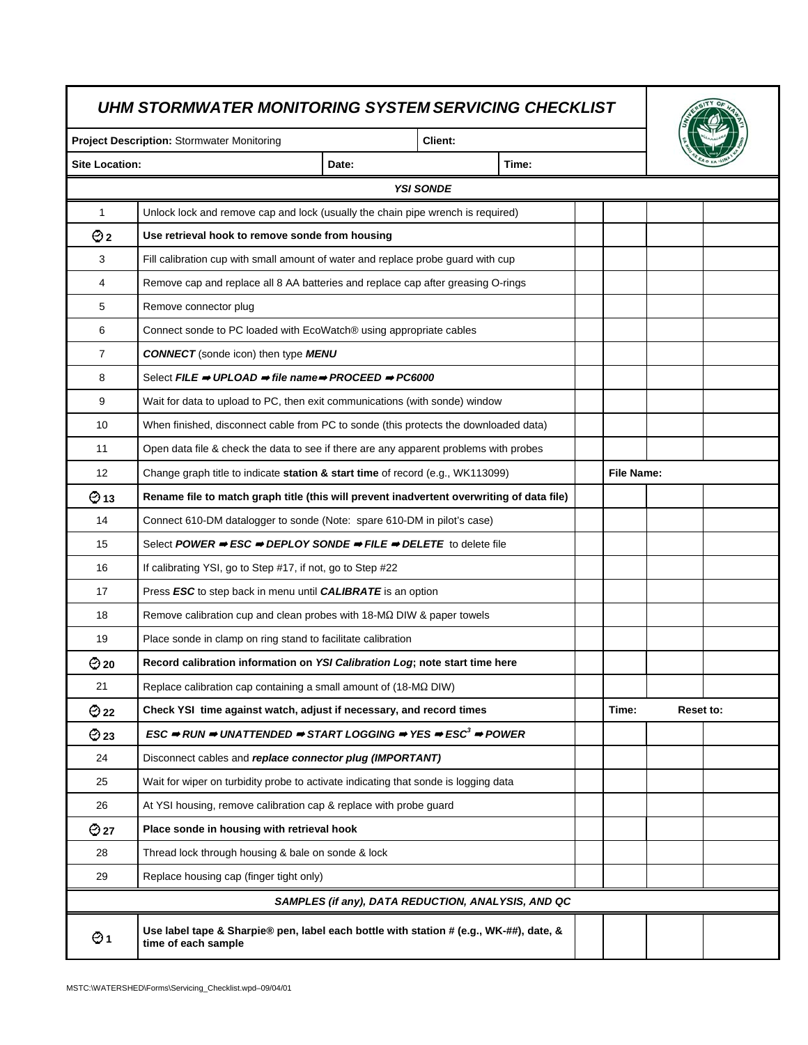# UHM STORMWATER MONITORING SYSTEM SERVICING CHECKLIST

| **Project Description:** Stormwater Monitoring | | **Client:** | |
|---|---|---|---|
| **Site Location:** | **Date:** | | **Time:** |

| | ***YSI SONDE*** | | | | |
|---|---|---|---|---|---|
| 1 | Unlock lock and remove cap and lock (usually the chain pipe wrench is required) | | | | |
| ⏱ **2** | **Use retrieval hook to remove sonde from housing** | | | | |
| 3 | Fill calibration cup with small amount of water and replace probe guard with cup | | | | |
| 4 | Remove cap and replace all 8 AA batteries and replace cap after greasing O-rings | | | | |
| 5 | Remove connector plug | | | | |
| 6 | Connect sonde to PC loaded with EcoWatch® using appropriate cables | | | | |
| 7 | ***CONNECT*** (sonde icon) then type ***MENU*** | | | | |
| 8 | Select ***FILE ➡ UPLOAD ➡ file name ➡ PROCEED ➡ PC6000*** | | | | |
| 9 | Wait for data to upload to PC, then exit communications (with sonde) window | | | | |
| 10 | When finished, disconnect cable from PC to sonde (this protects the downloaded data) | | | | |
| 11 | Open data file & check the data to see if there are any apparent problems with probes | | | | |
| 12 | Change graph title to indicate **station & start time** of record (e.g., WK113099) | | **File Name:** | | |
| ⏱ **13** | **Rename file to match graph title (this will prevent inadvertent overwriting of data file)** | | | | |
| 14 | Connect 610-DM datalogger to sonde (Note: spare 610-DM in pilot's case) | | | | |
| 15 | Select ***POWER ➡ ESC ➡ DEPLOY SONDE ➡ FILE ➡ DELETE*** to delete file | | | | |
| 16 | If calibrating YSI, go to Step #17, if not, go to Step #22 | | | | |
| 17 | Press ***ESC*** to step back in menu until ***CALIBRATE*** is an option | | | | |
| 18 | Remove calibration cup and clean probes with 18-MΩ DIW & paper towels | | | | |
| 19 | Place sonde in clamp on ring stand to facilitate calibration | | | | |
| ⏱ **20** | **Record calibration information on *YSI Calibration Log*; note start time here** | | | | |
| 21 | Replace calibration cap containing a small amount of (18-MΩ DIW) | | | | |
| ⏱ **22** | **Check YSI time against watch, adjust if necessary, and record times** | | **Time:** | **Reset to:** | |
| ⏱ **23** | ***ESC ➡ RUN ➡ UNATTENDED ➡ START LOGGING ➡ YES ➡ ESC$^3$ ➡ POWER*** | | | | |
| 24 | Disconnect cables and ***replace connector plug (IMPORTANT)*** | | | | |
| 25 | Wait for wiper on turbidity probe to activate indicating that sonde is logging data | | | | |
| 26 | At YSI housing, remove calibration cap & replace with probe guard | | | | |
| ⏱ **27** | **Place sonde in housing with retrieval hook** | | | | |
| 28 | Thread lock through housing & bale on sonde & lock | | | | |
| 29 | Replace housing cap (finger tight only) | | | | |
| | ***SAMPLES (if any), DATA REDUCTION, ANALYSIS, AND QC*** | | | | |
| ⏱ **1** | **Use label tape & Sharpie® pen, label each bottle with station # (e.g., WK-##), date, & time of each sample** | | | | |

MSTC:\WATERSHED\Forms\Servicing_Checklist.wpd–09/04/01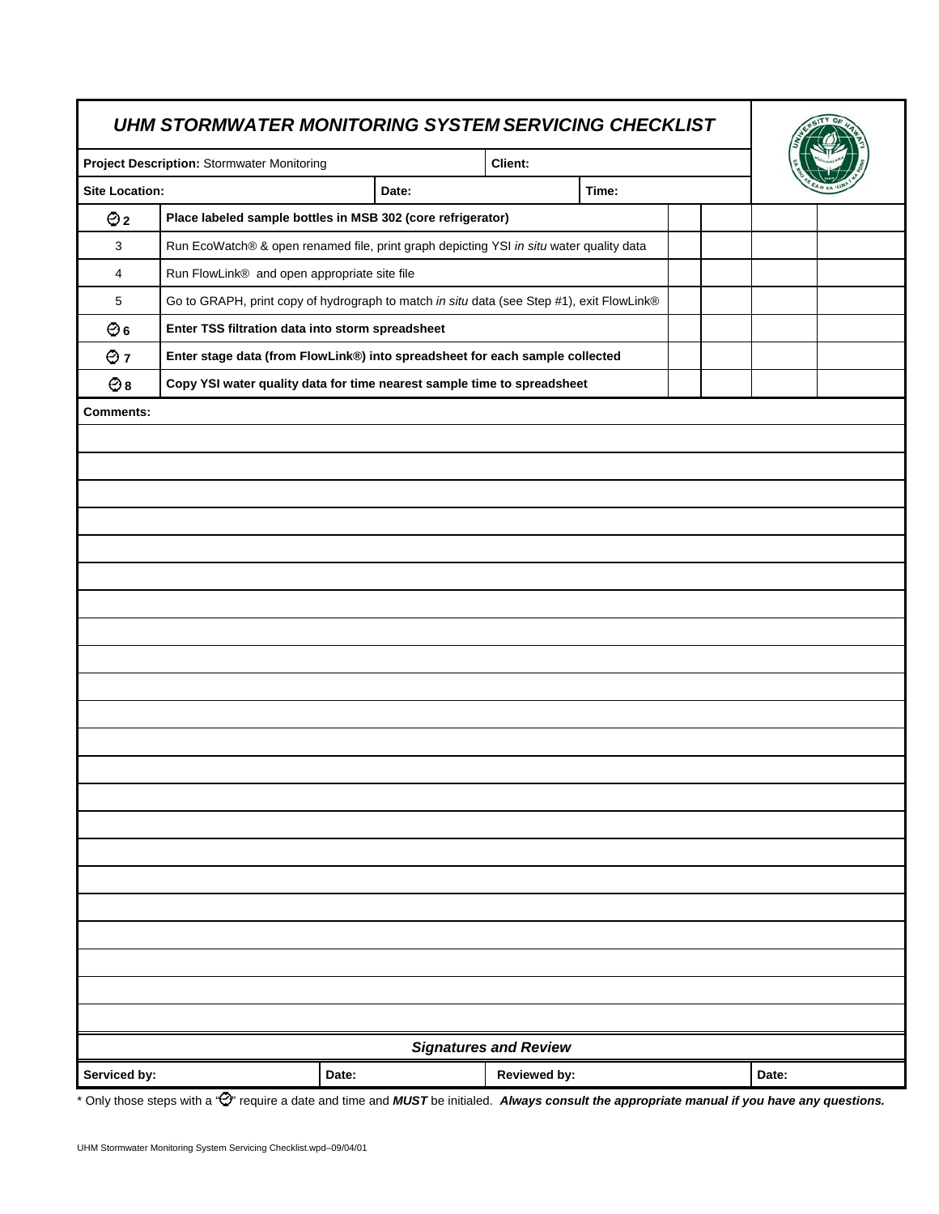# *UHM STORMWATER MONITORING SYSTEM SERVICING CHECKLIST*

| | | | | | | | |
|---|---|---|---|---|---|---|---|
| **Project Description:** Stormwater Monitoring | | | **Client:** | | | | |
| **Site Location:** | | **Date:** | | **Time:** | | | |
| ⏲ **2** | **Place labeled sample bottles in MSB 302 (core refrigerator)** | | | | | | |
| 3 | Run EcoWatch® & open renamed file, print graph depicting YSI *in situ* water quality data | | | | | | |
| 4 | Run FlowLink® and open appropriate site file | | | | | | |
| 5 | Go to GRAPH, print copy of hydrograph to match *in situ* data (see Step #1), exit FlowLink® | | | | | | |
| ⏲ **6** | **Enter TSS filtration data into storm spreadsheet** | | | | | | |
| ⏲ **7** | **Enter stage data (from FlowLink®) into spreadsheet for each sample collected** | | | | | | |
| ⏲ **8** | **Copy YSI water quality data for time nearest sample time to spreadsheet** | | | | | | |

**Comments:**

### *Signatures and Review*

| | | | |
|---|---|---|---|
| **Serviced by:** | **Date:** | **Reviewed by:** | **Date:** |

\* Only those steps with a "⏲" require a date and time and ***MUST*** be initialed. ***Always consult the appropriate manual if you have any questions.***

UHM Stormwater Monitoring System Servicing Checklist.wpd–09/04/01